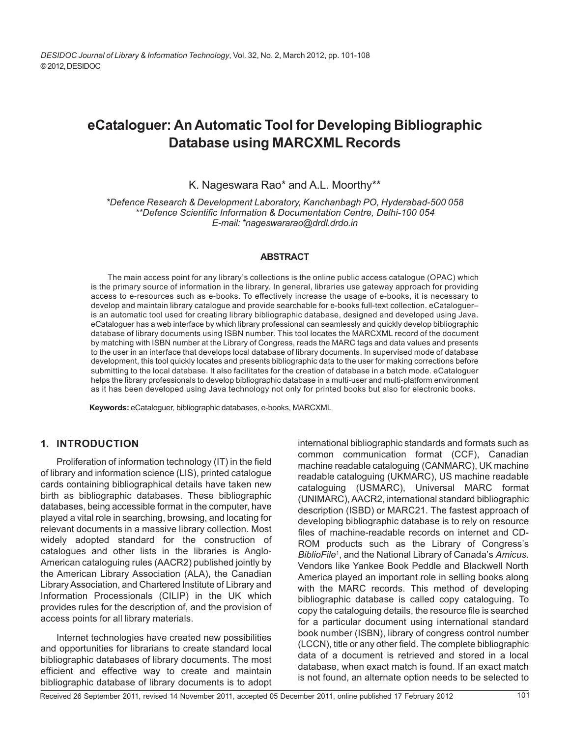# eCataloguer: An Automatic Tool for Developing Bibliographic Database using MARCXML Records

K. Nageswara Rao* and A.L. Moorthy**

*\*Defence Research & Development Laboratory, Kanchanbagh PO, Hyderabad-500 058*
*\*\*Defence Scientific Information & Documentation Centre, Delhi-100 054*
*E-mail: \*nageswararao@drdl.drdo.in*

## ABSTRACT

The main access point for any library's collections is the online public access catalogue (OPAC) which is the primary source of information in the library. In general, libraries use gateway approach for providing access to e-resources such as e-books. To effectively increase the usage of e-books, it is necessary to develop and maintain library catalogue and provide searchable for e-books full-text collection. eCataloguer– is an automatic tool used for creating library bibliographic database, designed and developed using Java. eCataloguer has a web interface by which library professional can seamlessly and quickly develop bibliographic database of library documents using ISBN number. This tool locates the MARCXML record of the document by matching with ISBN number at the Library of Congress, reads the MARC tags and data values and presents to the user in an interface that develops local database of library documents. In supervised mode of database development, this tool quickly locates and presents bibliographic data to the user for making corrections before submitting to the local database. It also facilitates for the creation of database in a batch mode. eCataloguer helps the library professionals to develop bibliographic database in a multi-user and multi-platform environment as it has been developed using Java technology not only for printed books but also for electronic books.

**Keywords:** eCataloguer, bibliographic databases, e-books, MARCXML

## 1. INTRODUCTION

Proliferation of information technology (IT) in the field of library and information science (LIS), printed catalogue cards containing bibliographical details have taken new birth as bibliographic databases. These bibliographic databases, being accessible format in the computer, have played a vital role in searching, browsing, and locating for relevant documents in a massive library collection. Most widely adopted standard for the construction of catalogues and other lists in the libraries is Anglo-American cataloguing rules (AACR2) published jointly by the American Library Association (ALA), the Canadian Library Association, and Chartered Institute of Library and Information Processionals (CILIP) in the UK which provides rules for the description of, and the provision of access points for all library materials.

Internet technologies have created new possibilities and opportunities for librarians to create standard local bibliographic databases of library documents. The most efficient and effective way to create and maintain bibliographic database of library documents is to adopt international bibliographic standards and formats such as common communication format (CCF), Canadian machine readable cataloguing (CANMARC), UK machine readable cataloguing (UKMARC), US machine readable cataloguing (USMARC), Universal MARC format (UNIMARC), AACR2, international standard bibliographic description (ISBD) or MARC21. The fastest approach of developing bibliographic database is to rely on resource files of machine-readable records on internet and CD-ROM products such as the Library of Congress's *BiblioFile*[1], and the National Library of Canada's *Amicus*. Vendors like Yankee Book Peddle and Blackwell North America played an important role in selling books along with the MARC records. This method of developing bibliographic database is called copy cataloguing. To copy the cataloguing details, the resource file is searched for a particular document using international standard book number (ISBN), library of congress control number (LCCN), title or any other field. The complete bibliographic data of a document is retrieved and stored in a local database, when exact match is found. If an exact match is not found, an alternate option needs to be selected to

Received 26 September 2011, revised 14 November 2011, accepted 05 December 2011, online published 17 February 2012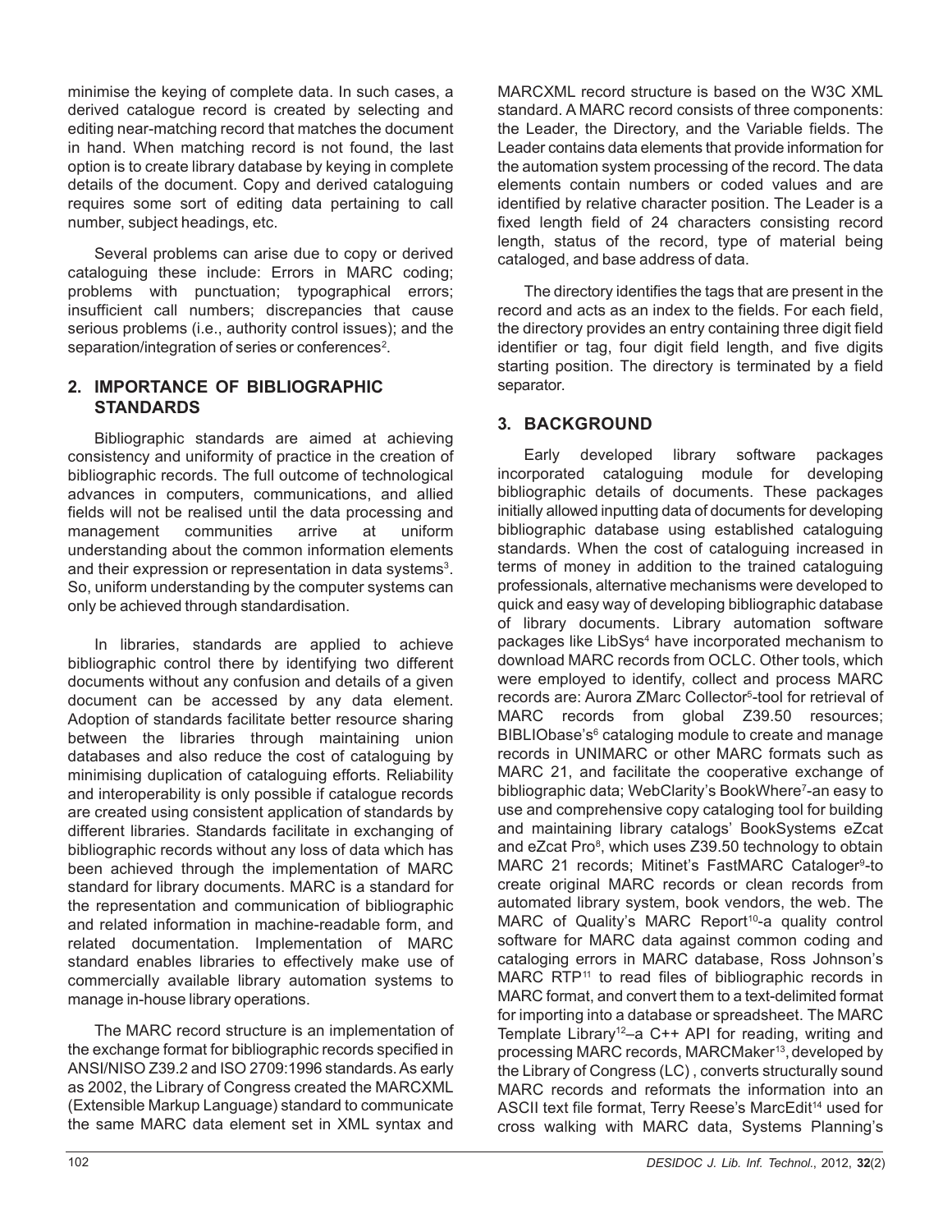minimise the keying of complete data. In such cases, a derived catalogue record is created by selecting and editing near-matching record that matches the document in hand. When matching record is not found, the last option is to create library database by keying in complete details of the document. Copy and derived cataloguing requires some sort of editing data pertaining to call number, subject headings, etc.

Several problems can arise due to copy or derived cataloguing these include: Errors in MARC coding; problems with punctuation; typographical errors; insufficient call numbers; discrepancies that cause serious problems (i.e., authority control issues); and the separation/integration of series or conferences[2].

## 2. IMPORTANCE OF BIBLIOGRAPHIC STANDARDS

Bibliographic standards are aimed at achieving consistency and uniformity of practice in the creation of bibliographic records. The full outcome of technological advances in computers, communications, and allied fields will not be realised until the data processing and management communities arrive at uniform understanding about the common information elements and their expression or representation in data systems[3]. So, uniform understanding by the computer systems can only be achieved through standardisation.

In libraries, standards are applied to achieve bibliographic control there by identifying two different documents without any confusion and details of a given document can be accessed by any data element. Adoption of standards facilitate better resource sharing between the libraries through maintaining union databases and also reduce the cost of cataloguing by minimising duplication of cataloguing efforts. Reliability and interoperability is only possible if catalogue records are created using consistent application of standards by different libraries. Standards facilitate in exchanging of bibliographic records without any loss of data which has been achieved through the implementation of MARC standard for library documents. MARC is a standard for the representation and communication of bibliographic and related information in machine-readable form, and related documentation. Implementation of MARC standard enables libraries to effectively make use of commercially available library automation systems to manage in-house library operations.

The MARC record structure is an implementation of the exchange format for bibliographic records specified in ANSI/NISO Z39.2 and ISO 2709:1996 standards. As early as 2002, the Library of Congress created the MARCXML (Extensible Markup Language) standard to communicate the same MARC data element set in XML syntax and MARCXML record structure is based on the W3C XML standard. A MARC record consists of three components: the Leader, the Directory, and the Variable fields. The Leader contains data elements that provide information for the automation system processing of the record. The data elements contain numbers or coded values and are identified by relative character position. The Leader is a fixed length field of 24 characters consisting record length, status of the record, type of material being cataloged, and base address of data.

The directory identifies the tags that are present in the record and acts as an index to the fields. For each field, the directory provides an entry containing three digit field identifier or tag, four digit field length, and five digits starting position. The directory is terminated by a field separator.

## 3. BACKGROUND

Early developed library software packages incorporated cataloguing module for developing bibliographic details of documents. These packages initially allowed inputting data of documents for developing bibliographic database using established cataloguing standards. When the cost of cataloguing increased in terms of money in addition to the trained cataloguing professionals, alternative mechanisms were developed to quick and easy way of developing bibliographic database of library documents. Library automation software packages like LibSys[4] have incorporated mechanism to download MARC records from OCLC. Other tools, which were employed to identify, collect and process MARC records are: Aurora ZMarc Collector[5]-tool for retrieval of MARC records from global Z39.50 resources; BIBLIObase's[6] cataloging module to create and manage records in UNIMARC or other MARC formats such as MARC 21, and facilitate the cooperative exchange of bibliographic data; WebClarity's BookWhere[7]-an easy to use and comprehensive copy cataloging tool for building and maintaining library catalogs' BookSystems eZcat and eZcat Pro[8], which uses Z39.50 technology to obtain MARC 21 records; Mitinet's FastMARC Cataloger[9]-to create original MARC records or clean records from automated library system, book vendors, the web. The MARC of Quality's MARC Report[10]-a quality control software for MARC data against common coding and cataloging errors in MARC database, Ross Johnson's MARC RTP[11] to read files of bibliographic records in MARC format, and convert them to a text-delimited format for importing into a database or spreadsheet. The MARC Template Library[12]–a C++ API for reading, writing and processing MARC records, MARCMaker[13], developed by the Library of Congress (LC) , converts structurally sound MARC records and reformats the information into an ASCII text file format, Terry Reese's MarcEdit[14] used for cross walking with MARC data, Systems Planning's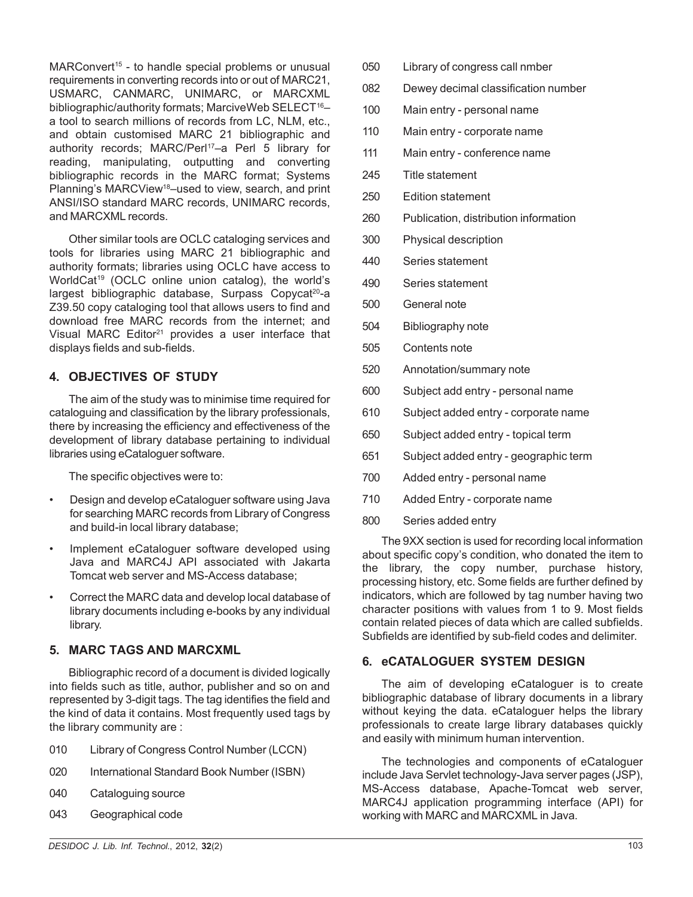MARConvert[15] - to handle special problems or unusual requirements in converting records into or out of MARC21, USMARC, CANMARC, UNIMARC, or MARCXML bibliographic/authority formats; MarciveWeb SELECT[16]– a tool to search millions of records from LC, NLM, etc., and obtain customised MARC 21 bibliographic and authority records; MARC/Perl[17]–a Perl 5 library for reading, manipulating, outputting and converting bibliographic records in the MARC format; Systems Planning's MARCView[18]–used to view, search, and print ANSI/ISO standard MARC records, UNIMARC records, and MARCXML records.

Other similar tools are OCLC cataloging services and tools for libraries using MARC 21 bibliographic and authority formats; libraries using OCLC have access to WorldCat[19] (OCLC online union catalog), the world's largest bibliographic database, Surpass Copycat[20]-a Z39.50 copy cataloging tool that allows users to find and download free MARC records from the internet; and Visual MARC Editor[21] provides a user interface that displays fields and sub-fields.

## 4. OBJECTIVES OF STUDY

The aim of the study was to minimise time required for cataloguing and classification by the library professionals, there by increasing the efficiency and effectiveness of the development of library database pertaining to individual libraries using eCataloguer software.

The specific objectives were to:

- Design and develop eCataloguer software using Java for searching MARC records from Library of Congress and build-in local library database;
- Implement eCataloguer software developed using Java and MARC4J API associated with Jakarta Tomcat web server and MS-Access database;
- Correct the MARC data and develop local database of library documents including e-books by any individual library.

## 5. MARC TAGS AND MARCXML

Bibliographic record of a document is divided logically into fields such as title, author, publisher and so on and represented by 3-digit tags. The tag identifies the field and the kind of data it contains. Most frequently used tags by the library community are :

010 Library of Congress Control Number (LCCN)

020 International Standard Book Number (ISBN)

040 Cataloguing source

043 Geographical code

050 Library of congress call nmber

082 Dewey decimal classification number

100 Main entry - personal name

110 Main entry - corporate name

111 Main entry - conference name

245 Title statement

250 Edition statement

260 Publication, distribution information

300 Physical description

440 Series statement

490 Series statement

500 General note

504 Bibliography note

505 Contents note

520 Annotation/summary note

600 Subject add entry - personal name

610 Subject added entry - corporate name

650 Subject added entry - topical term

651 Subject added entry - geographic term

700 Added entry - personal name

710 Added Entry - corporate name

800 Series added entry

The 9XX section is used for recording local information about specific copy's condition, who donated the item to the library, the copy number, purchase history, processing history, etc. Some fields are further defined by indicators, which are followed by tag number having two character positions with values from 1 to 9. Most fields contain related pieces of data which are called subfields. Subfields are identified by sub-field codes and delimiter.

## 6. eCATALOGUER SYSTEM DESIGN

The aim of developing eCataloguer is to create bibliographic database of library documents in a library without keying the data. eCataloguer helps the library professionals to create large library databases quickly and easily with minimum human intervention.

The technologies and components of eCataloguer include Java Servlet technology-Java server pages (JSP), MS-Access database, Apache-Tomcat web server, MARC4J application programming interface (API) for working with MARC and MARCXML in Java.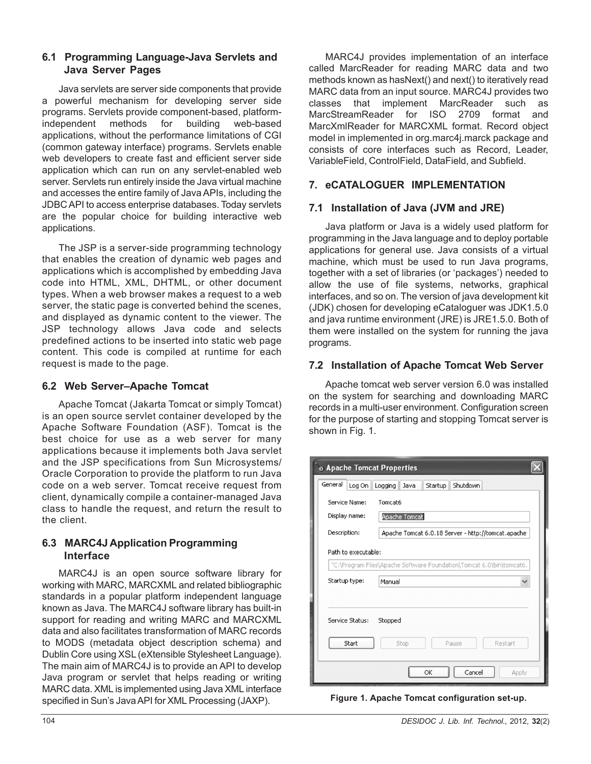### 6.1 Programming Language-Java Servlets and Java Server Pages

Java servlets are server side components that provide a powerful mechanism for developing server side programs. Servlets provide component-based, platform-independent methods for building web-based applications, without the performance limitations of CGI (common gateway interface) programs. Servlets enable web developers to create fast and efficient server side application which can run on any servlet-enabled web server. Servlets run entirely inside the Java virtual machine and accesses the entire family of Java APIs, including the JDBC API to access enterprise databases. Today servlets are the popular choice for building interactive web applications.

The JSP is a server-side programming technology that enables the creation of dynamic web pages and applications which is accomplished by embedding Java code into HTML, XML, DHTML, or other document types. When a web browser makes a request to a web server, the static page is converted behind the scenes, and displayed as dynamic content to the viewer. The JSP technology allows Java code and selects predefined actions to be inserted into static web page content. This code is compiled at runtime for each request is made to the page.

### 6.2 Web Server–Apache Tomcat

Apache Tomcat (Jakarta Tomcat or simply Tomcat) is an open source servlet container developed by the Apache Software Foundation (ASF). Tomcat is the best choice for use as a web server for many applications because it implements both Java servlet and the JSP specifications from Sun Microsystems/ Oracle Corporation to provide the platform to run Java code on a web server. Tomcat receive request from client, dynamically compile a container-managed Java class to handle the request, and return the result to the client.

### 6.3 MARC4J Application Programming Interface

MARC4J is an open source software library for working with MARC, MARCXML and related bibliographic standards in a popular platform independent language known as Java. The MARC4J software library has built-in support for reading and writing MARC and MARCXML data and also facilitates transformation of MARC records to MODS (metadata object description schema) and Dublin Core using XSL (eXtensible Stylesheet Language). The main aim of MARC4J is to provide an API to develop Java program or servlet that helps reading or writing MARC data. XML is implemented using Java XML interface specified in Sun's Java API for XML Processing (JAXP).

MARC4J provides implementation of an interface called MarcReader for reading MARC data and two methods known as hasNext() and next() to iteratively read MARC data from an input source. MARC4J provides two classes that implement MarcReader such as MarcStreamReader for ISO 2709 format and MarcXmlReader for MARCXML format. Record object model in implemented in org.marc4j.marck package and consists of core interfaces such as Record, Leader, VariableField, ControlField, DataField, and Subfield.

## 7. eCATALOGUER IMPLEMENTATION

### 7.1 Installation of Java (JVM and JRE)

Java platform or Java is a widely used platform for programming in the Java language and to deploy portable applications for general use. Java consists of a virtual machine, which must be used to run Java programs, together with a set of libraries (or 'packages') needed to allow the use of file systems, networks, graphical interfaces, and so on. The version of java development kit (JDK) chosen for developing eCataloguer was JDK1.5.0 and java runtime environment (JRE) is JRE1.5.0. Both of them were installed on the system for running the java programs.

### 7.2 Installation of Apache Tomcat Web Server

Apache tomcat web server version 6.0 was installed on the system for searching and downloading MARC records in a multi-user environment. Configuration screen for the purpose of starting and stopping Tomcat server is shown in Fig. 1.

**Figure 1. Apache Tomcat configuration set-up.**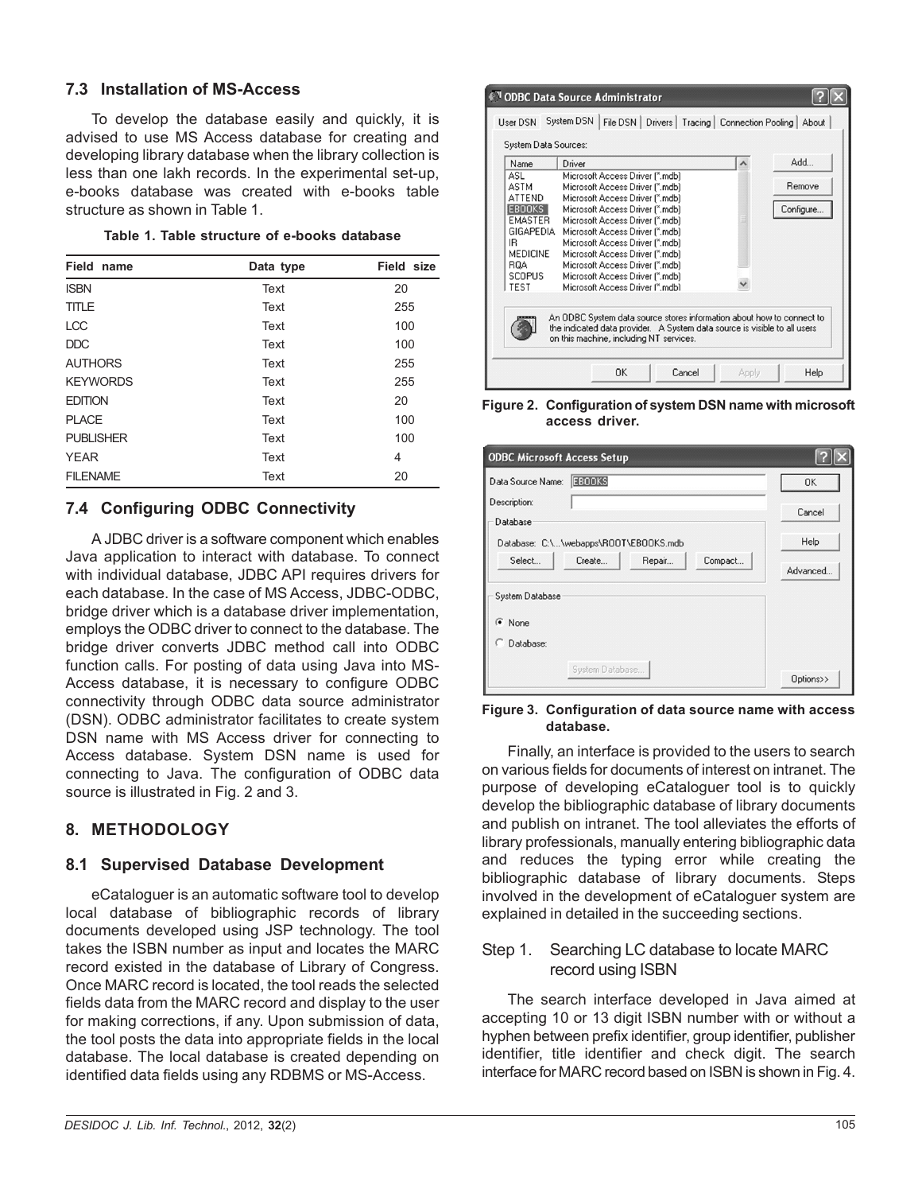### 7.3 Installation of MS-Access

To develop the database easily and quickly, it is advised to use MS Access database for creating and developing library database when the library collection is less than one lakh records. In the experimental set-up, e-books database was created with e-books table structure as shown in Table 1.

**Table 1. Table structure of e-books database**

| Field name | Data type | Field size |
|---|---|---|
| ISBN | Text | 20 |
| TITLE | Text | 255 |
| LCC | Text | 100 |
| DDC | Text | 100 |
| AUTHORS | Text | 255 |
| KEYWORDS | Text | 255 |
| EDITION | Text | 20 |
| PLACE | Text | 100 |
| PUBLISHER | Text | 100 |
| YEAR | Text | 4 |
| FILENAME | Text | 20 |

### 7.4 Configuring ODBC Connectivity

A JDBC driver is a software component which enables Java application to interact with database. To connect with individual database, JDBC API requires drivers for each database. In the case of MS Access, JDBC-ODBC, bridge driver which is a database driver implementation, employs the ODBC driver to connect to the database. The bridge driver converts JDBC method call into ODBC function calls. For posting of data using Java into MS-Access database, it is necessary to configure ODBC connectivity through ODBC data source administrator (DSN). ODBC administrator facilitates to create system DSN name with MS Access driver for connecting to Access database. System DSN name is used for connecting to Java. The configuration of ODBC data source is illustrated in Fig. 2 and 3.

## 8. METHODOLOGY

### 8.1 Supervised Database Development

eCataloguer is an automatic software tool to develop local database of bibliographic records of library documents developed using JSP technology. The tool takes the ISBN number as input and locates the MARC record existed in the database of Library of Congress. Once MARC record is located, the tool reads the selected fields data from the MARC record and display to the user for making corrections, if any. Upon submission of data, the tool posts the data into appropriate fields in the local database. The local database is created depending on identified data fields using any RDBMS or MS-Access.

**Figure 2. Configuration of system DSN name with microsoft access driver.**

**Figure 3. Configuration of data source name with access database.**

Finally, an interface is provided to the users to search on various fields for documents of interest on intranet. The purpose of developing eCataloguer tool is to quickly develop the bibliographic database of library documents and publish on intranet. The tool alleviates the efforts of library professionals, manually entering bibliographic data and reduces the typing error while creating the bibliographic database of library documents. Steps involved in the development of eCataloguer system are explained in detailed in the succeeding sections.

#### Step 1. Searching LC database to locate MARC record using ISBN

The search interface developed in Java aimed at accepting 10 or 13 digit ISBN number with or without a hyphen between prefix identifier, group identifier, publisher identifier, title identifier and check digit. The search interface for MARC record based on ISBN is shown in Fig. 4.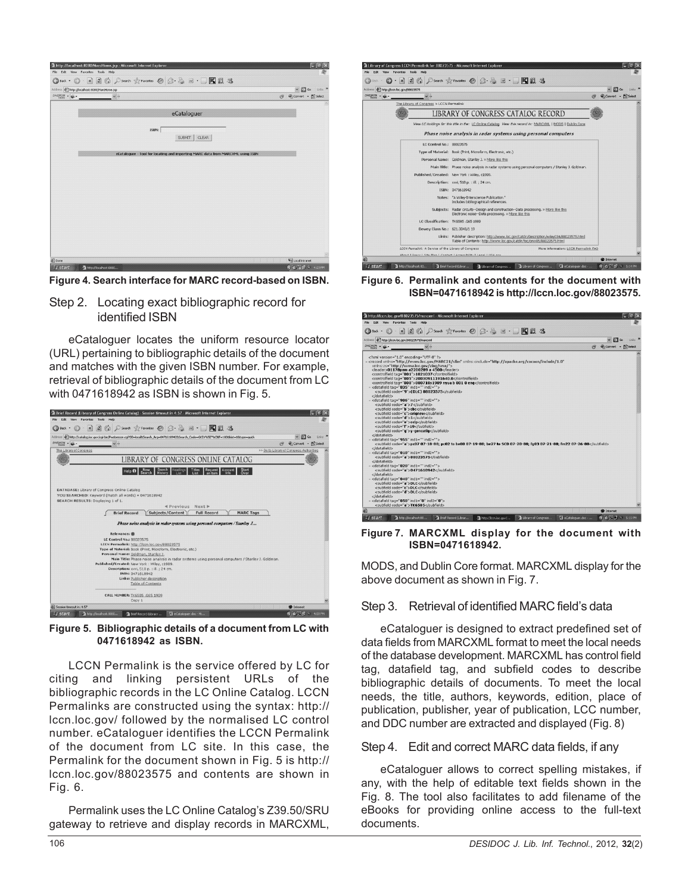Figure 4. Search interface for MARC record-based on ISBN.

## Step 2. Locating exact bibliographic record for identified ISBN

eCataloguer locates the uniform resource locator (URL) pertaining to bibliographic details of the document and matches with the given ISBN number. For example, retrieval of bibliographic details of the document from LC with 0471618942 as ISBN is shown in Fig. 5.

Figure 5. Bibliographic details of a document from LC with 0471618942 as ISBN.

LCCN Permalink is the service offered by LC for citing and linking persistent URLs of the bibliographic records in the LC Online Catalog. LCCN Permalinks are constructed using the syntax: http://lccn.loc.gov/ followed by the normalised LC control number. eCataloguer identifies the LCCN Permalink of the document from LC site. In this case, the Permalink for the document shown in Fig. 5 is http://lccn.loc.gov/88023575 and contents are shown in Fig. 6.

Permalink uses the LC Online Catalog's Z39.50/SRU gateway to retrieve and display records in MARCXML, MODS, and Dublin Core format. MARCXML display for the above document as shown in Fig. 7.

Figure 6. Permalink and contents for the document with ISBN=0471618942 is http://lccn.loc.gov/88023575.

Figure 7. MARCXML display for the document with ISBN=0471618942.

## Step 3. Retrieval of identified MARC field's data

eCataloguer is designed to extract predefined set of data fields from MARCXML format to meet the local needs of the database development. MARCXML has control field tag, datafield tag, and subfield codes to describe bibliographic details of documents. To meet the local needs, the title, authors, keywords, edition, place of publication, publisher, year of publication, LCC number, and DDC number are extracted and displayed (Fig. 8)

## Step 4. Edit and correct MARC data fields, if any

eCataloguer allows to correct spelling mistakes, if any, with the help of editable text fields shown in the Fig. 8. The tool also facilitates to add filename of the eBooks for providing online access to the full-text documents.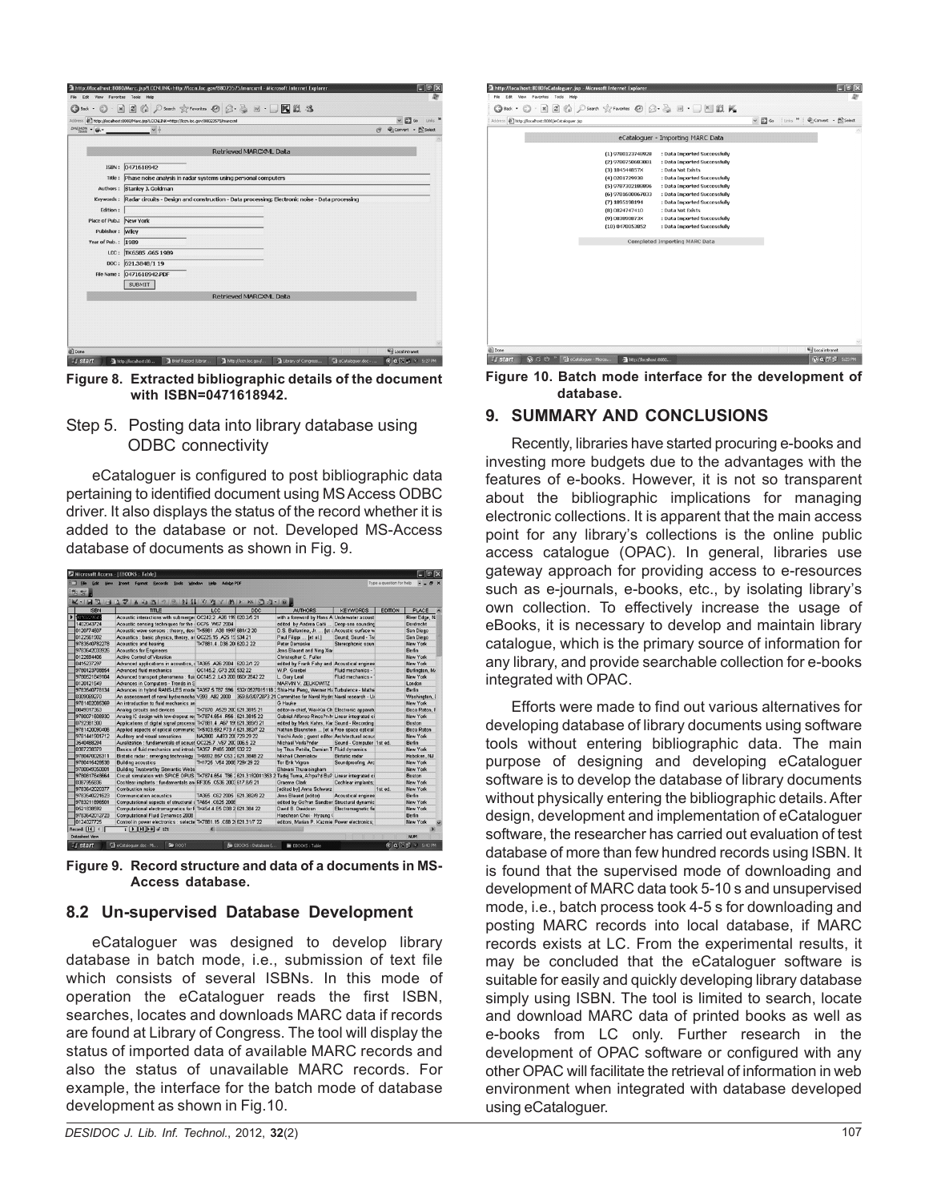Figure 8. Extracted bibliographic details of the document with ISBN=0471618942.

Step 5. Posting data into library database using ODBC connectivity

eCataloguer is configured to post bibliographic data pertaining to identified document using MS Access ODBC driver. It also displays the status of the record whether it is added to the database or not. Developed MS-Access database of documents as shown in Fig. 9.

Figure 9. Record structure and data of a documents in MS-Access database.

## 8.2 Un-supervised Database Development

eCataloguer was designed to develop library database in batch mode, i.e., submission of text file which consists of several ISBNs. In this mode of operation the eCataloguer reads the first ISBN, searches, locates and downloads MARC data if records are found at Library of Congress. The tool will display the status of imported data of available MARC records and also the status of unavailable MARC records. For example, the interface for the batch mode of database development as shown in Fig.10.

Figure 10. Batch mode interface for the development of database.

## 9. SUMMARY AND CONCLUSIONS

Recently, libraries have started procuring e-books and investing more budgets due to the advantages with the features of e-books. However, it is not so transparent about the bibliographic implications for managing electronic collections. It is apparent that the main access point for any library's collections is the online public access catalogue (OPAC). In general, libraries use gateway approach for providing access to e-resources such as e-journals, e-books, etc., by isolating library's own collection. To effectively increase the usage of eBooks, it is necessary to develop and maintain library catalogue, which is the primary source of information for any library, and provide searchable collection for e-books integrated with OPAC.

Efforts were made to find out various alternatives for developing database of library documents using software tools without entering bibliographic data. The main purpose of designing and developing eCataloguer software is to develop the database of library documents without physically entering the bibliographic details. After design, development and implementation of eCataloguer software, the researcher has carried out evaluation of test database of more than few hundred records using ISBN. It is found that the supervised mode of downloading and development of MARC data took 5-10 s and unsupervised mode, i.e., batch process took 4-5 s for downloading and posting MARC records into local database, if MARC records exists at LC. From the experimental results, it may be concluded that the eCataloguer software is suitable for easily and quickly developing library database simply using ISBN. The tool is limited to search, locate and download MARC data of printed books as well as e-books from LC only. Further research in the development of OPAC software or configured with any other OPAC will facilitate the retrieval of information in web environment when integrated with database developed using eCataloguer.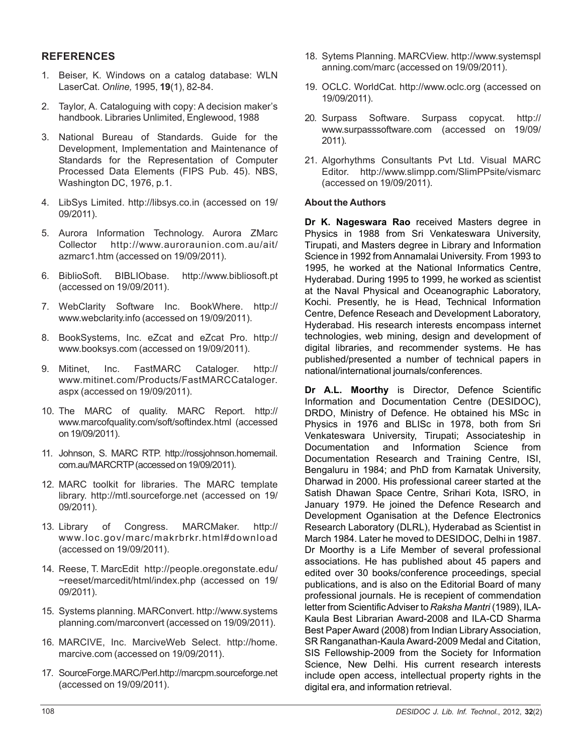## REFERENCES

1. Beiser, K. Windows on a catalog database: WLN LaserCat. *Online,* 1995, **19**(1), 82-84.
2. Taylor, A. Cataloguing with copy: A decision maker's handbook. Libraries Unlimited, Englewood, 1988
3. National Bureau of Standards. Guide for the Development, Implementation and Maintenance of Standards for the Representation of Computer Processed Data Elements (FIPS Pub. 45). NBS, Washington DC, 1976, p.1.
4. LibSys Limited. http://libsys.co.in (accessed on 19/09/2011).
5. Aurora Information Technology. Aurora ZMarc Collector http://www.auroraunion.com.au/ait/azmarc1.htm (accessed on 19/09/2011).
6. BiblioSoft. BIBLIObase. http://www.bibliosoft.pt (accessed on 19/09/2011).
7. WebClarity Software Inc. BookWhere. http://www.webclarity.info (accessed on 19/09/2011).
8. BookSystems, Inc. eZcat and eZcat Pro. http://www.booksys.com (accessed on 19/09/2011).
9. Mitinet, Inc. FastMARC Cataloger. http://www.mitinet.com/Products/FastMARCCataloger.aspx (accessed on 19/09/2011).
10. The MARC of quality. MARC Report. http://www.marcofquality.com/soft/softindex.html (accessed on 19/09/2011).
11. Johnson, S. MARC RTP. http://rossjohnson.homemail.com.au/MARCRTP (accessed on 19/09/2011).
12. MARC toolkit for libraries. The MARC template library. http://mtl.sourceforge.net (accessed on 19/09/2011).
13. Library of Congress. MARCMaker. http://www.loc.gov/marc/makrbrkr.html#download (accessed on 19/09/2011).
14. Reese, T. MarcEdit http://people.oregonstate.edu/~reeset/marcedit/html/index.php (accessed on 19/09/2011).
15. Systems planning. MARConvert. http://www.systemsplanning.com/marconvert (accessed on 19/09/2011).
16. MARCIVE, Inc. MarciveWeb Select. http://home.marcive.com (accessed on 19/09/2011).
17. SourceForge.MARC/Perl.http://marcpm.sourceforge.net (accessed on 19/09/2011).
18. Sytems Planning. MARCView. http://www.systemsplanning.com/marc (accessed on 19/09/2011).
19. OCLC. WorldCat. http://www.oclc.org (accessed on 19/09/2011).
20. Surpass Software. Surpass copycat. http://www.surpasssoftware.com (accessed on 19/09/2011).
21. Algorhythms Consultants Pvt Ltd. Visual MARC Editor. http://www.slimpp.com/SlimPPsite/vismarc (accessed on 19/09/2011).

### About the Authors

**Dr K. Nageswara Rao** received Masters degree in Physics in 1988 from Sri Venkateswara University, Tirupati, and Masters degree in Library and Information Science in 1992 from Annamalai University. From 1993 to 1995, he worked at the National Informatics Centre, Hyderabad. During 1995 to 1999, he worked as scientist at the Naval Physical and Oceanographic Laboratory, Kochi. Presently, he is Head, Technical Information Centre, Defence Reseach and Development Laboratory, Hyderabad. His research interests encompass internet technologies, web mining, design and development of digital libraries, and recommender systems. He has published/presented a number of technical papers in national/international journals/conferences.

**Dr A.L. Moorthy** is Director, Defence Scientific Information and Documentation Centre (DESIDOC), DRDO, Ministry of Defence. He obtained his MSc in Physics in 1976 and BLISc in 1978, both from Sri Venkateswara University, Tirupati; Associateship in Documentation and Information Science from Documentation Research and Training Centre, ISI, Bengaluru in 1984; and PhD from Karnatak University, Dharwad in 2000. His professional career started at the Satish Dhawan Space Centre, Srihari Kota, ISRO, in January 1979. He joined the Defence Research and Development Oganisation at the Defence Electronics Research Laboratory (DLRL), Hyderabad as Scientist in March 1984. Later he moved to DESIDOC, Delhi in 1987. Dr Moorthy is a Life Member of several professional associations. He has published about 45 papers and edited over 30 books/conference proceedings, special publications, and is also on the Editorial Board of many professional journals. He is recepient of commendation letter from Scientific Adviser to *Raksha Mantri* (1989), ILA-Kaula Best Librarian Award-2008 and ILA-CD Sharma Best Paper Award (2008) from Indian Library Association, SR Ranganathan-Kaula Award-2009 Medal and Citation, SIS Fellowship-2009 from the Society for Information Science, New Delhi. His current research interests include open access, intellectual property rights in the digital era, and information retrieval.